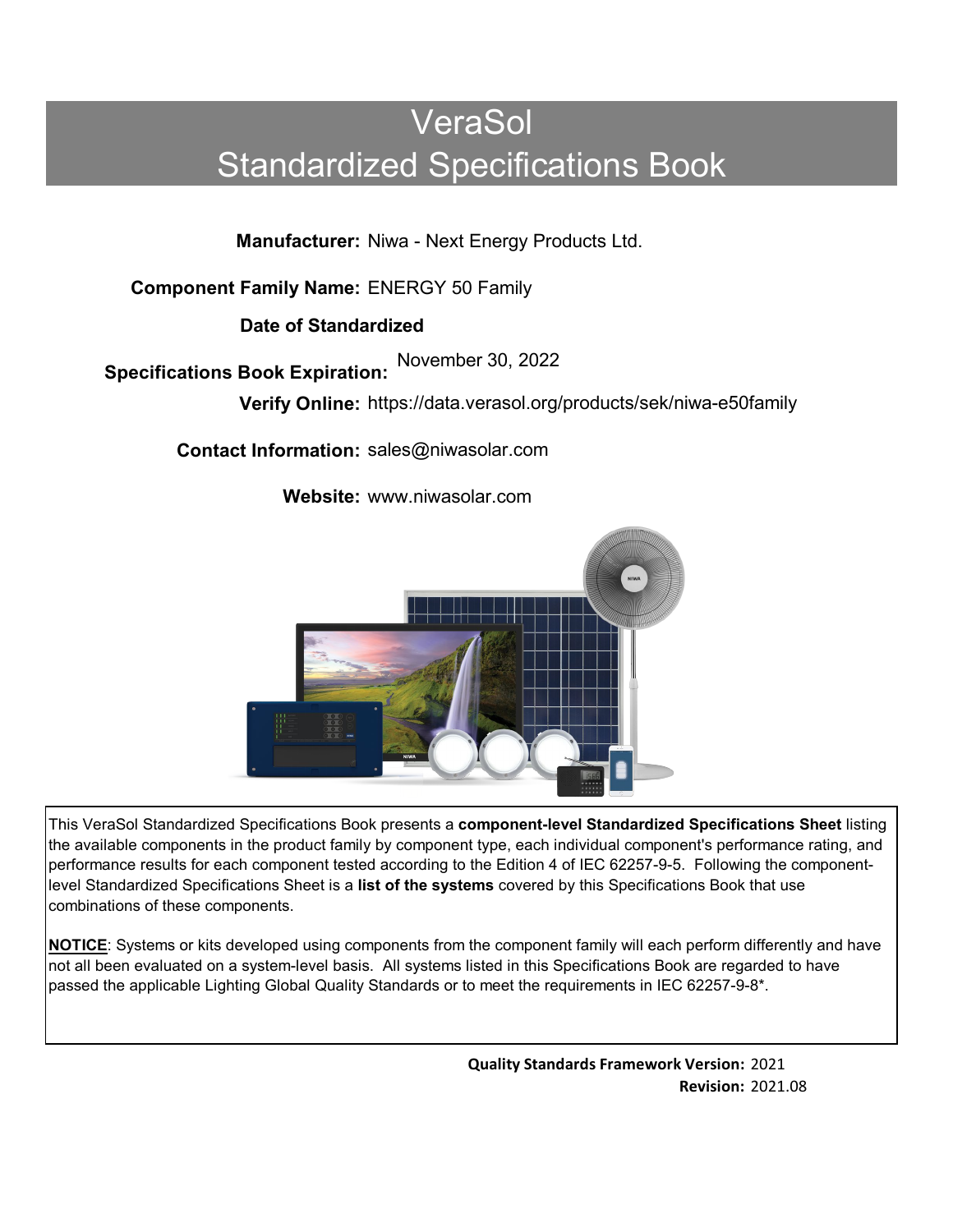# VeraSol
# Standardized Specifications Book

**Manufacturer:** Niwa - Next Energy Products Ltd.

**Component Family Name:** ENERGY 50 Family

**Date of Standardized Specifications Book Expiration:** November 30, 2022

**Verify Online:** https://data.verasol.org/products/sek/niwa-e50family

**Contact Information:** sales@niwasolar.com

**Website:** www.niwasolar.com

This VeraSol Standardized Specifications Book presents a **component-level Standardized Specifications Sheet** listing the available components in the product family by component type, each individual component's performance rating, and performance results for each component tested according to the Edition 4 of IEC 62257-9-5. Following the component-level Standardized Specifications Sheet is a **list of the systems** covered by this Specifications Book that use combinations of these components.

**NOTICE**: Systems or kits developed using components from the component family will each perform differently and have not all been evaluated on a system-level basis. All systems listed in this Specifications Book are regarded to have passed the applicable Lighting Global Quality Standards or to meet the requirements in IEC 62257-9-8*.

**Quality Standards Framework Version:** 2021
**Revision:** 2021.08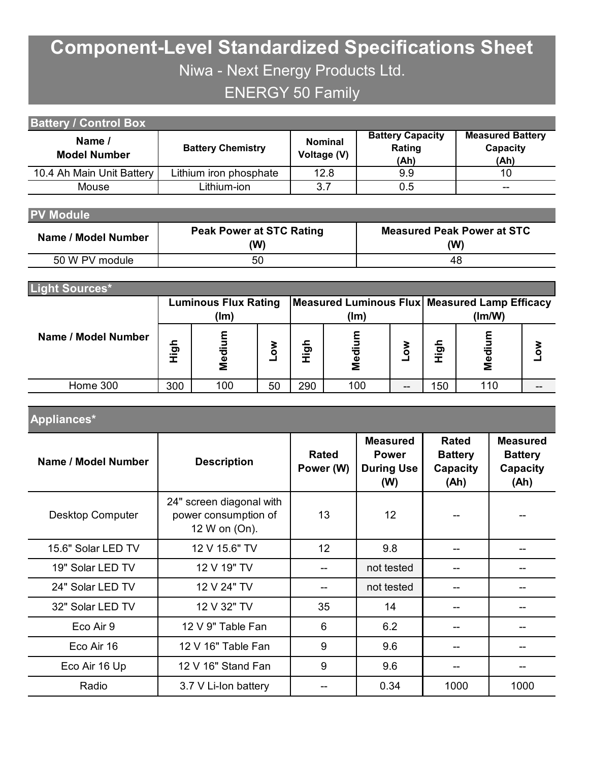# Component-Level Standardized Specifications Sheet

Niwa - Next Energy Products Ltd.

ENERGY 50 Family

## Battery / Control Box

| Name / Model Number | Battery Chemistry | Nominal Voltage (V) | Battery Capacity Rating (Ah) | Measured Battery Capacity (Ah) |
|---|---|---|---|---|
| 10.4 Ah Main Unit Battery | Lithium iron phosphate | 12.8 | 9.9 | 10 |
| Mouse | Lithium-ion | 3.7 | 0.5 | -- |

## PV Module

| Name / Model Number | Peak Power at STC Rating (W) | Measured Peak Power at STC (W) |
|---|---|---|
| 50 W PV module | 50 | 48 |

## Light Sources*

| Name / Model Number | Luminous Flux Rating (lm) | | | Measured Luminous Flux (lm) | | | Measured Lamp Efficacy (lm/W) | | |
|---|---|---|---|---|---|---|---|---|---|
| | High | Medium | Low | High | Medium | Low | High | Medium | Low |
| Home 300 | 300 | 100 | 50 | 290 | 100 | -- | 150 | 110 | -- |

## Appliances*

| Name / Model Number | Description | Rated Power (W) | Measured Power During Use (W) | Rated Battery Capacity (Ah) | Measured Battery Capacity (Ah) |
|---|---|---|---|---|---|
| Desktop Computer | 24" screen diagonal with power consumption of 12 W on (On). | 13 | 12 | -- | -- |
| 15.6" Solar LED TV | 12 V 15.6" TV | 12 | 9.8 | -- | -- |
| 19" Solar LED TV | 12 V 19" TV | -- | not tested | -- | -- |
| 24" Solar LED TV | 12 V 24" TV | -- | not tested | -- | -- |
| 32" Solar LED TV | 12 V 32" TV | 35 | 14 | -- | -- |
| Eco Air 9 | 12 V 9" Table Fan | 6 | 6.2 | -- | -- |
| Eco Air 16 | 12 V 16" Table Fan | 9 | 9.6 | -- | -- |
| Eco Air 16 Up | 12 V 16" Stand Fan | 9 | 9.6 | -- | -- |
| Radio | 3.7 V Li-Ion battery | -- | 0.34 | 1000 | 1000 |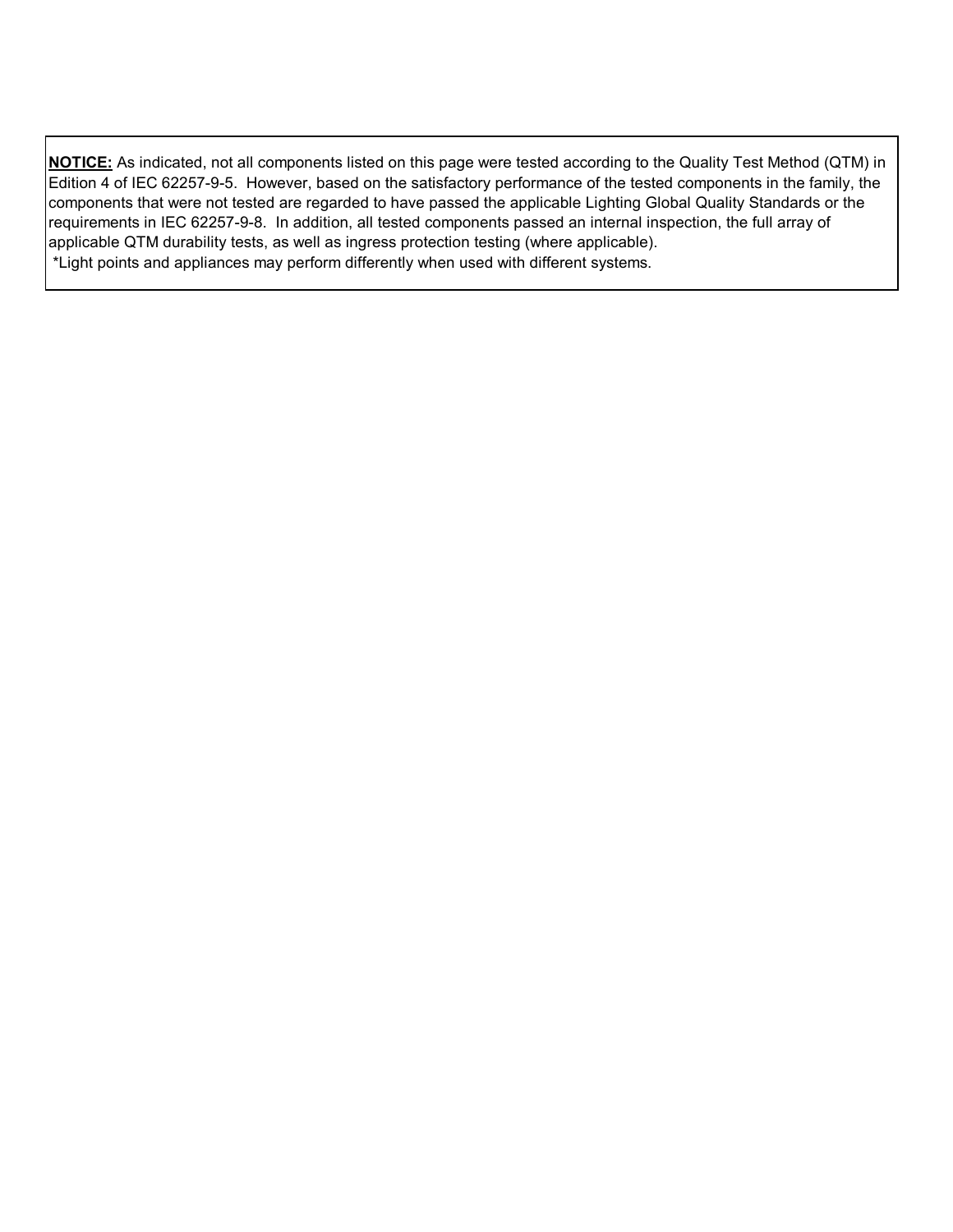**NOTICE:** As indicated, not all components listed on this page were tested according to the Quality Test Method (QTM) in Edition 4 of IEC 62257-9-5. However, based on the satisfactory performance of the tested components in the family, the components that were not tested are regarded to have passed the applicable Lighting Global Quality Standards or the requirements in IEC 62257-9-8. In addition, all tested components passed an internal inspection, the full array of applicable QTM durability tests, as well as ingress protection testing (where applicable).

*Light points and appliances may perform differently when used with different systems.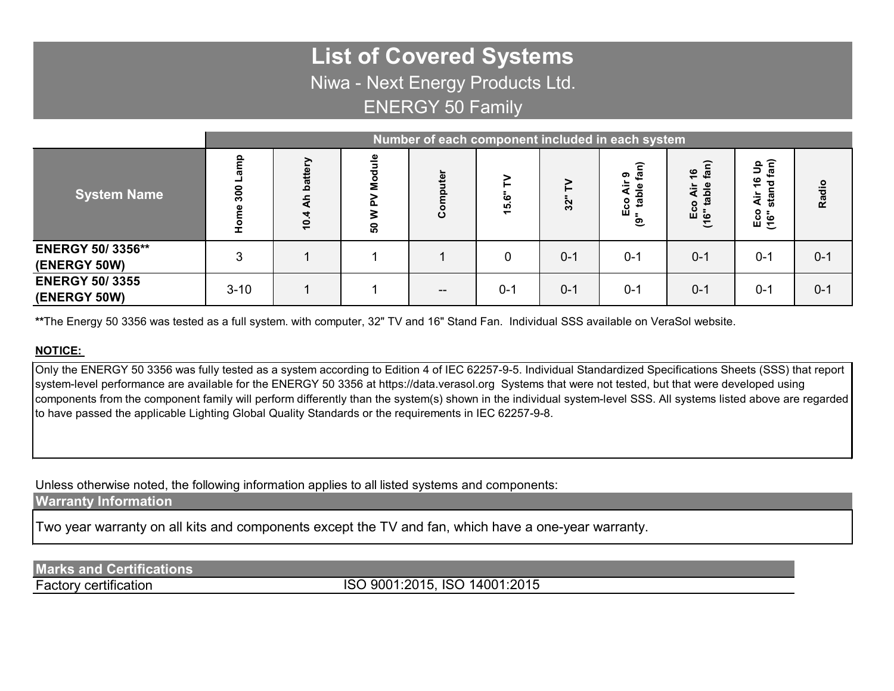# List of Covered Systems

Niwa - Next Energy Products Ltd.

ENERGY 50 Family

| | Number of each component included in each system | | | | | | | | | |
|---|---|---|---|---|---|---|---|---|---|---|
| **System Name** | Home 300 Lamp | 10.4 Ah battery | 50 W PV Module | Computer | 15.6" TV | 32" TV | Eco Air 9 (9" table fan) | Eco Air 16 (16" table fan) | Eco Air 16 Up (16" stand fan) | Radio |
| **ENERGY 50/ 3356\*\* (ENERGY 50W)** | 3 | 1 | 1 | 1 | 0 | 0-1 | 0-1 | 0-1 | 0-1 | 0-1 |
| **ENERGY 50/ 3355 (ENERGY 50W)** | 3-10 | 1 | 1 | -- | 0-1 | 0-1 | 0-1 | 0-1 | 0-1 | 0-1 |

**\*\***The Energy 50 3356 was tested as a full system. with computer, 32" TV and 16" Stand Fan. Individual SSS available on VeraSol website.

**NOTICE:**

Only the ENERGY 50 3356 was fully tested as a system according to Edition 4 of IEC 62257-9-5. Individual Standardized Specifications Sheets (SSS) that report system-level performance are available for the ENERGY 50 3356 at https://data.verasol.org Systems that were not tested, but that were developed using components from the component family will perform differently than the system(s) shown in the individual system-level SSS. All systems listed above are regarded to have passed the applicable Lighting Global Quality Standards or the requirements in IEC 62257-9-8.

Unless otherwise noted, the following information applies to all listed systems and components:

## Warranty Information

Two year warranty on all kits and components except the TV and fan, which have a one-year warranty.

## Marks and Certifications

| | |
|---|---|
| Factory certification | ISO 9001:2015, ISO 14001:2015 |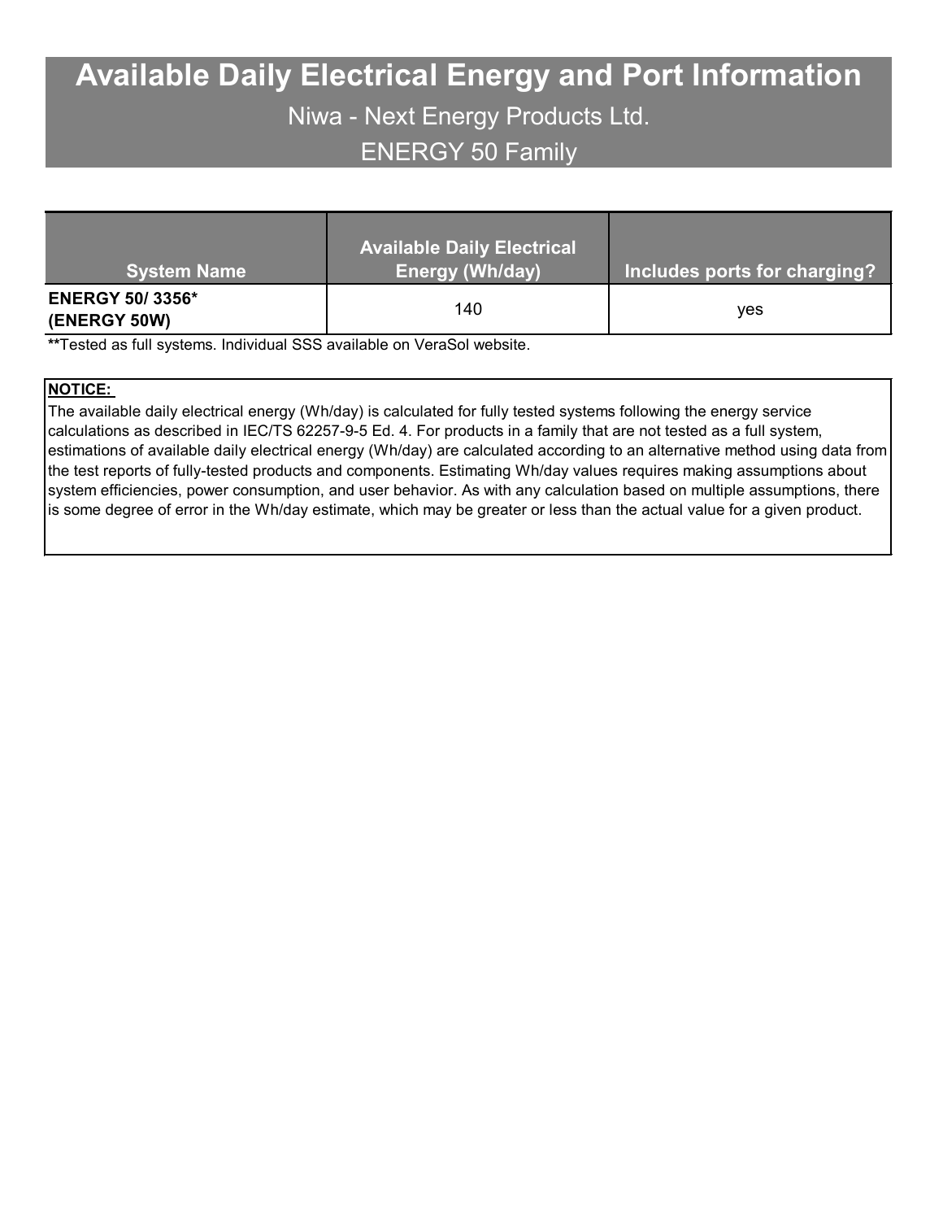# Available Daily Electrical Energy and Port Information

Niwa - Next Energy Products Ltd.

ENERGY 50 Family

| System Name | Available Daily Electrical Energy (Wh/day) | Includes ports for charging? |
| --- | --- | --- |
| **ENERGY 50/ 3356* (ENERGY 50W)** | 140 | yes |

**\*\***Tested as full systems. Individual SSS available on VeraSol website.

**NOTICE:**

The available daily electrical energy (Wh/day) is calculated for fully tested systems following the energy service calculations as described in IEC/TS 62257-9-5 Ed. 4. For products in a family that are not tested as a full system, estimations of available daily electrical energy (Wh/day) are calculated according to an alternative method using data from the test reports of fully-tested products and components. Estimating Wh/day values requires making assumptions about system efficiencies, power consumption, and user behavior. As with any calculation based on multiple assumptions, there is some degree of error in the Wh/day estimate, which may be greater or less than the actual value for a given product.